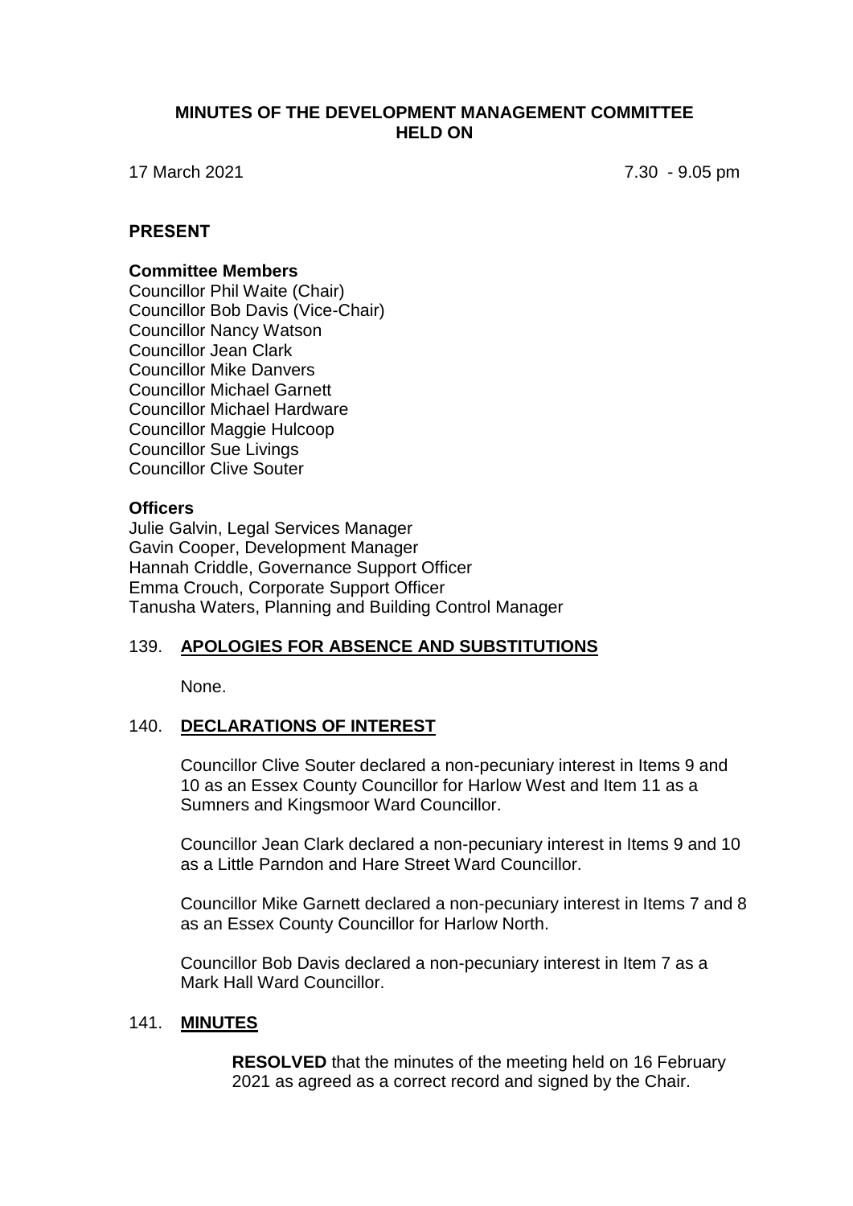# MINUTES OF THE DEVELOPMENT MANAGEMENT COMMITTEE HELD ON

17 March 2021 7.30 - 9.05 pm

## PRESENT

### Committee Members

Councillor Phil Waite (Chair)
Councillor Bob Davis (Vice-Chair)
Councillor Nancy Watson
Councillor Jean Clark
Councillor Mike Danvers
Councillor Michael Garnett
Councillor Michael Hardware
Councillor Maggie Hulcoop
Councillor Sue Livings
Councillor Clive Souter

### Officers

Julie Galvin, Legal Services Manager
Gavin Cooper, Development Manager
Hannah Criddle, Governance Support Officer
Emma Crouch, Corporate Support Officer
Tanusha Waters, Planning and Building Control Manager

## 139. APOLOGIES FOR ABSENCE AND SUBSTITUTIONS

None.

## 140. DECLARATIONS OF INTEREST

Councillor Clive Souter declared a non-pecuniary interest in Items 9 and 10 as an Essex County Councillor for Harlow West and Item 11 as a Sumners and Kingsmoor Ward Councillor.

Councillor Jean Clark declared a non-pecuniary interest in Items 9 and 10 as a Little Parndon and Hare Street Ward Councillor.

Councillor Mike Garnett declared a non-pecuniary interest in Items 7 and 8 as an Essex County Councillor for Harlow North.

Councillor Bob Davis declared a non-pecuniary interest in Item 7 as a Mark Hall Ward Councillor.

## 141. MINUTES

**RESOLVED** that the minutes of the meeting held on 16 February 2021 as agreed as a correct record and signed by the Chair.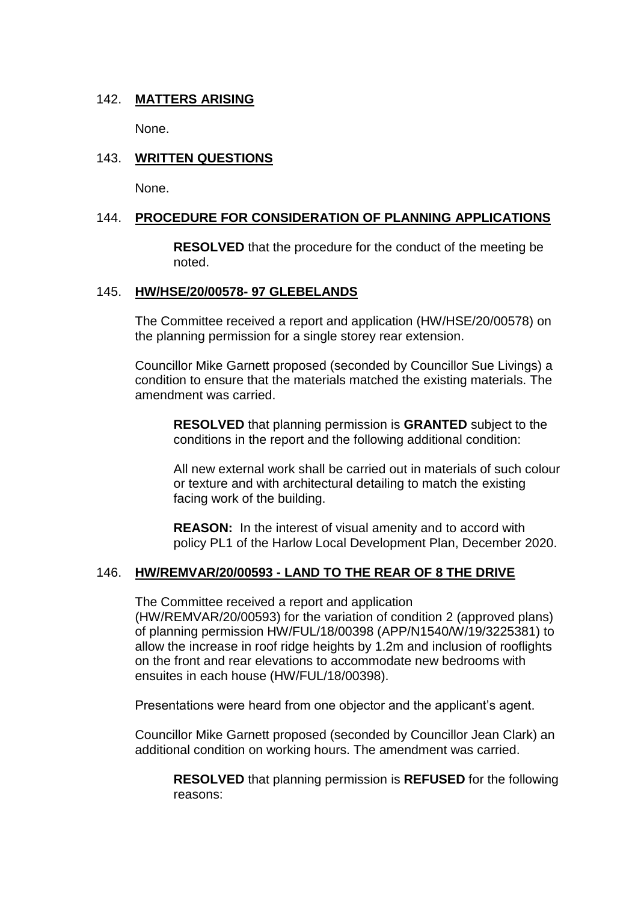## 142. **MATTERS ARISING**

None.

## 143. **WRITTEN QUESTIONS**

None.

## 144. **PROCEDURE FOR CONSIDERATION OF PLANNING APPLICATIONS**

> **RESOLVED** that the procedure for the conduct of the meeting be noted.

## 145. **HW/HSE/20/00578- 97 GLEBELANDS**

The Committee received a report and application (HW/HSE/20/00578) on the planning permission for a single storey rear extension.

Councillor Mike Garnett proposed (seconded by Councillor Sue Livings) a condition to ensure that the materials matched the existing materials. The amendment was carried.

> **RESOLVED** that planning permission is **GRANTED** subject to the conditions in the report and the following additional condition:
>
> All new external work shall be carried out in materials of such colour or texture and with architectural detailing to match the existing facing work of the building.
>
> **REASON:** In the interest of visual amenity and to accord with policy PL1 of the Harlow Local Development Plan, December 2020.

## 146. **HW/REMVAR/20/00593 - LAND TO THE REAR OF 8 THE DRIVE**

The Committee received a report and application (HW/REMVAR/20/00593) for the variation of condition 2 (approved plans) of planning permission HW/FUL/18/00398 (APP/N1540/W/19/3225381) to allow the increase in roof ridge heights by 1.2m and inclusion of rooflights on the front and rear elevations to accommodate new bedrooms with ensuites in each house (HW/FUL/18/00398).

Presentations were heard from one objector and the applicant's agent.

Councillor Mike Garnett proposed (seconded by Councillor Jean Clark) an additional condition on working hours. The amendment was carried.

> **RESOLVED** that planning permission is **REFUSED** for the following reasons: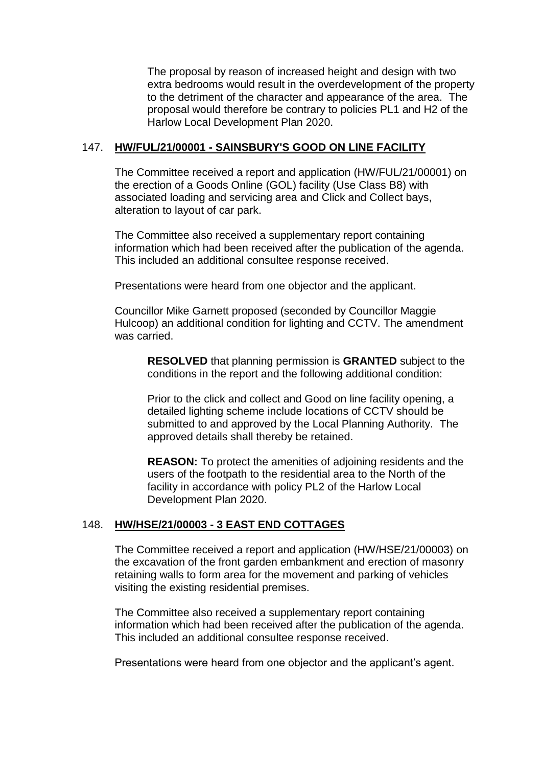The proposal by reason of increased height and design with two extra bedrooms would result in the overdevelopment of the property to the detriment of the character and appearance of the area. The proposal would therefore be contrary to policies PL1 and H2 of the Harlow Local Development Plan 2020.

147. **HW/FUL/21/00001 - SAINSBURY'S GOOD ON LINE FACILITY**

The Committee received a report and application (HW/FUL/21/00001) on the erection of a Goods Online (GOL) facility (Use Class B8) with associated loading and servicing area and Click and Collect bays, alteration to layout of car park.

The Committee also received a supplementary report containing information which had been received after the publication of the agenda. This included an additional consultee response received.

Presentations were heard from one objector and the applicant.

Councillor Mike Garnett proposed (seconded by Councillor Maggie Hulcoop) an additional condition for lighting and CCTV. The amendment was carried.

> **RESOLVED** that planning permission is **GRANTED** subject to the conditions in the report and the following additional condition:
>
> Prior to the click and collect and Good on line facility opening, a detailed lighting scheme include locations of CCTV should be submitted to and approved by the Local Planning Authority. The approved details shall thereby be retained.
>
> **REASON:** To protect the amenities of adjoining residents and the users of the footpath to the residential area to the North of the facility in accordance with policy PL2 of the Harlow Local Development Plan 2020.

148. **HW/HSE/21/00003 - 3 EAST END COTTAGES**

The Committee received a report and application (HW/HSE/21/00003) on the excavation of the front garden embankment and erection of masonry retaining walls to form area for the movement and parking of vehicles visiting the existing residential premises.

The Committee also received a supplementary report containing information which had been received after the publication of the agenda. This included an additional consultee response received.

Presentations were heard from one objector and the applicant's agent.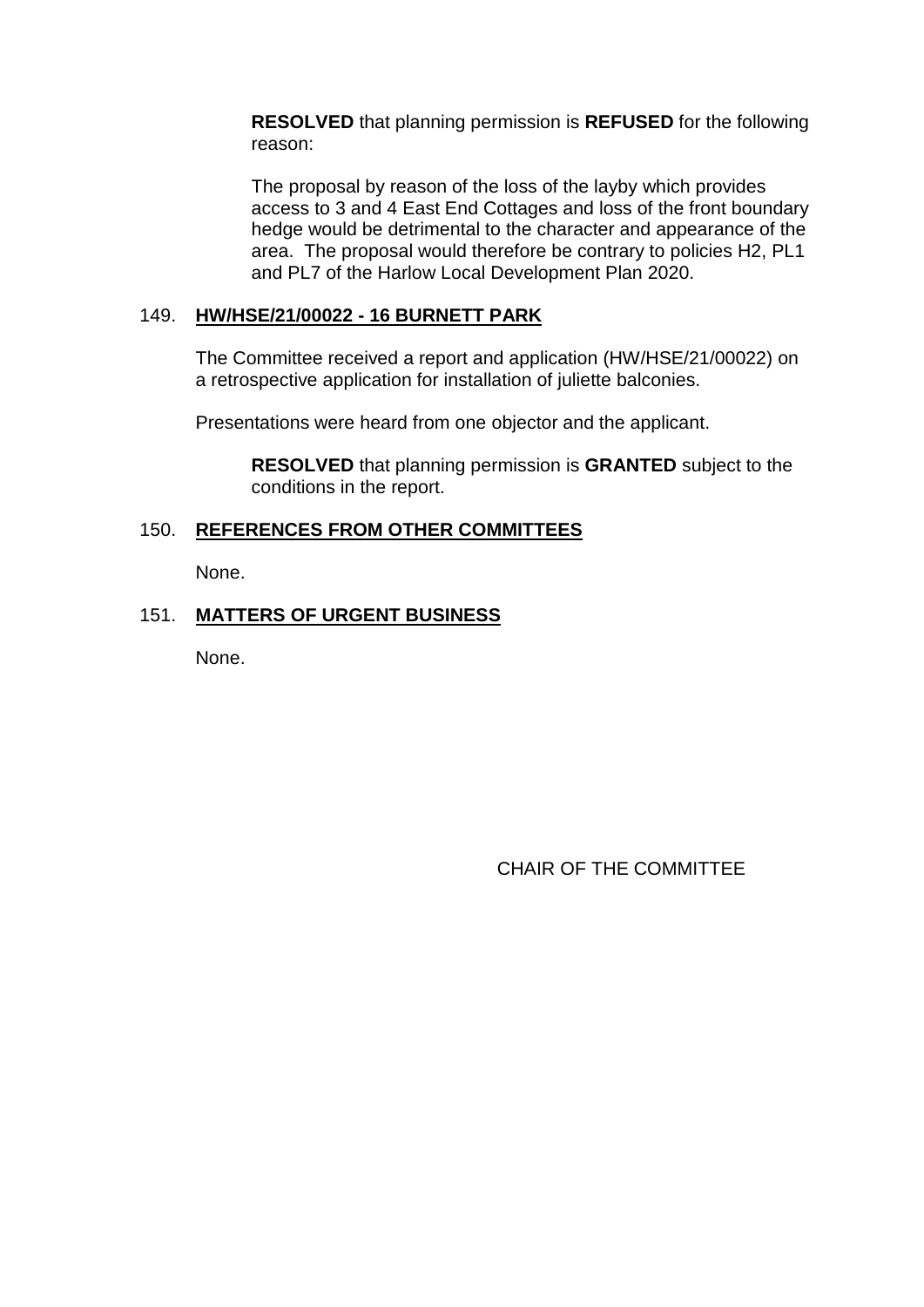**RESOLVED** that planning permission is **REFUSED** for the following reason:

The proposal by reason of the loss of the layby which provides access to 3 and 4 East End Cottages and loss of the front boundary hedge would be detrimental to the character and appearance of the area. The proposal would therefore be contrary to policies H2, PL1 and PL7 of the Harlow Local Development Plan 2020.

## 149. HW/HSE/21/00022 - 16 BURNETT PARK

The Committee received a report and application (HW/HSE/21/00022) on a retrospective application for installation of juliette balconies.

Presentations were heard from one objector and the applicant.

**RESOLVED** that planning permission is **GRANTED** subject to the conditions in the report.

## 150. REFERENCES FROM OTHER COMMITTEES

None.

## 151. MATTERS OF URGENT BUSINESS

None.

CHAIR OF THE COMMITTEE